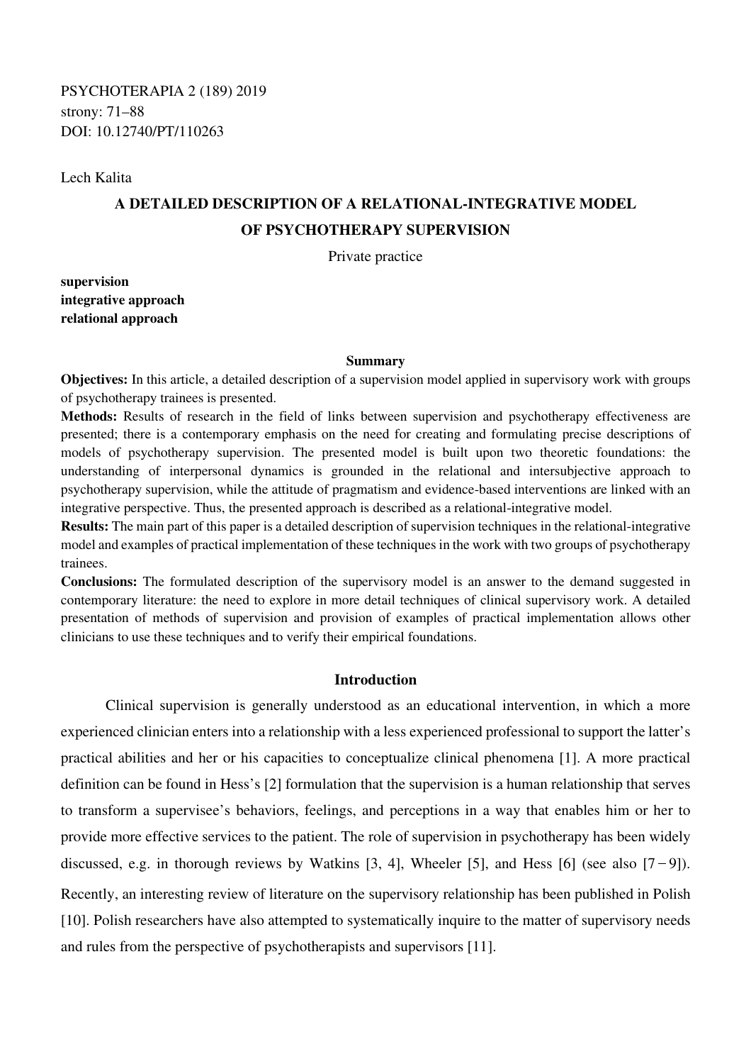PSYCHOTERAPIA 2 (189) 2019
strony: 71–88
DOI: 10.12740/PT/110263

Lech Kalita

# A DETAILED DESCRIPTION OF A RELATIONAL-INTEGRATIVE MODEL OF PSYCHOTHERAPY SUPERVISION

Private practice

**supervision**
**integrative approach**
**relational approach**

### Summary

**Objectives:** In this article, a detailed description of a supervision model applied in supervisory work with groups of psychotherapy trainees is presented.

**Methods:** Results of research in the field of links between supervision and psychotherapy effectiveness are presented; there is a contemporary emphasis on the need for creating and formulating precise descriptions of models of psychotherapy supervision. The presented model is built upon two theoretic foundations: the understanding of interpersonal dynamics is grounded in the relational and intersubjective approach to psychotherapy supervision, while the attitude of pragmatism and evidence-based interventions are linked with an integrative perspective. Thus, the presented approach is described as a relational-integrative model.

**Results:** The main part of this paper is a detailed description of supervision techniques in the relational-integrative model and examples of practical implementation of these techniques in the work with two groups of psychotherapy trainees.

**Conclusions:** The formulated description of the supervisory model is an answer to the demand suggested in contemporary literature: the need to explore in more detail techniques of clinical supervisory work. A detailed presentation of methods of supervision and provision of examples of practical implementation allows other clinicians to use these techniques and to verify their empirical foundations.

## Introduction

Clinical supervision is generally understood as an educational intervention, in which a more experienced clinician enters into a relationship with a less experienced professional to support the latter's practical abilities and her or his capacities to conceptualize clinical phenomena [1]. A more practical definition can be found in Hess's [2] formulation that the supervision is a human relationship that serves to transform a supervisee's behaviors, feelings, and perceptions in a way that enables him or her to provide more effective services to the patient. The role of supervision in psychotherapy has been widely discussed, e.g. in thorough reviews by Watkins [3, 4], Wheeler [5], and Hess [6] (see also [7 − 9]). Recently, an interesting review of literature on the supervisory relationship has been published in Polish [10]. Polish researchers have also attempted to systematically inquire to the matter of supervisory needs and rules from the perspective of psychotherapists and supervisors [11].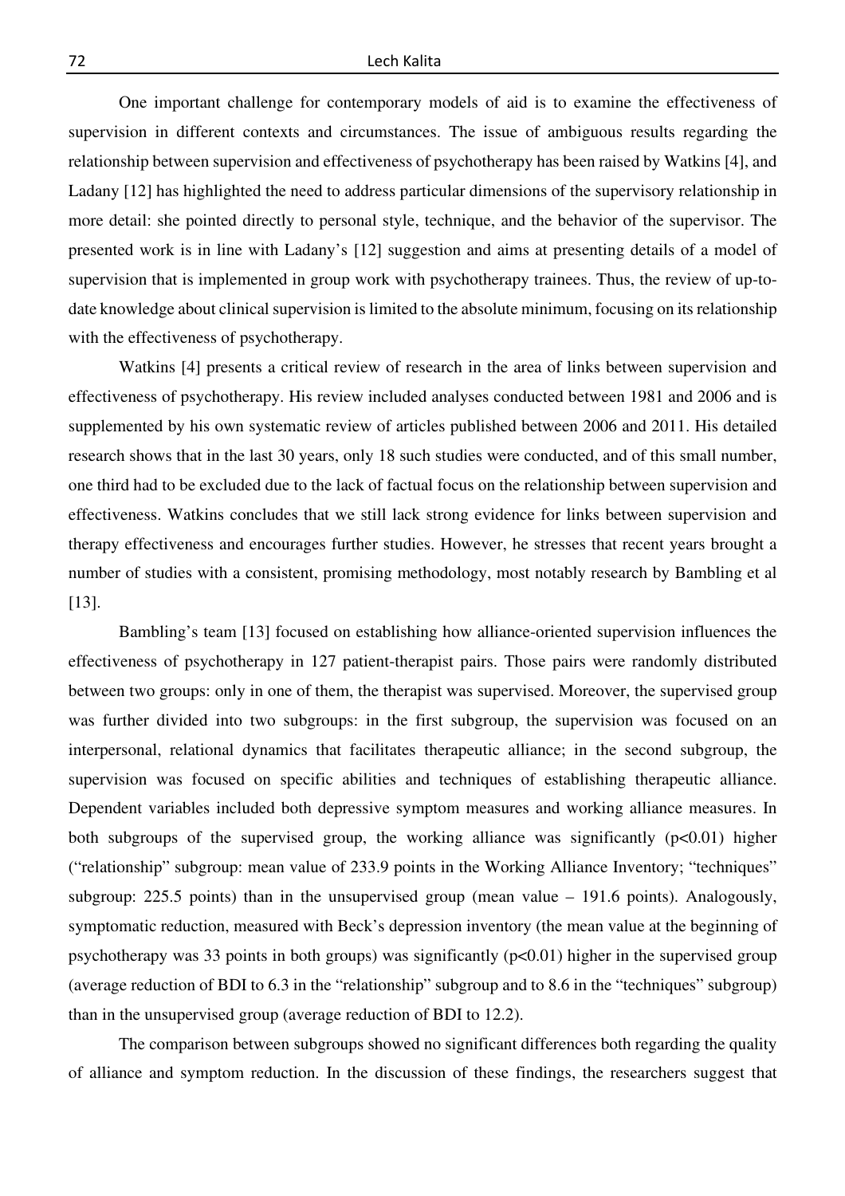One important challenge for contemporary models of aid is to examine the effectiveness of supervision in different contexts and circumstances. The issue of ambiguous results regarding the relationship between supervision and effectiveness of psychotherapy has been raised by Watkins [4], and Ladany [12] has highlighted the need to address particular dimensions of the supervisory relationship in more detail: she pointed directly to personal style, technique, and the behavior of the supervisor. The presented work is in line with Ladany's [12] suggestion and aims at presenting details of a model of supervision that is implemented in group work with psychotherapy trainees. Thus, the review of up-to-date knowledge about clinical supervision is limited to the absolute minimum, focusing on its relationship with the effectiveness of psychotherapy.

Watkins [4] presents a critical review of research in the area of links between supervision and effectiveness of psychotherapy. His review included analyses conducted between 1981 and 2006 and is supplemented by his own systematic review of articles published between 2006 and 2011. His detailed research shows that in the last 30 years, only 18 such studies were conducted, and of this small number, one third had to be excluded due to the lack of factual focus on the relationship between supervision and effectiveness. Watkins concludes that we still lack strong evidence for links between supervision and therapy effectiveness and encourages further studies. However, he stresses that recent years brought a number of studies with a consistent, promising methodology, most notably research by Bambling et al [13].

Bambling's team [13] focused on establishing how alliance-oriented supervision influences the effectiveness of psychotherapy in 127 patient-therapist pairs. Those pairs were randomly distributed between two groups: only in one of them, the therapist was supervised. Moreover, the supervised group was further divided into two subgroups: in the first subgroup, the supervision was focused on an interpersonal, relational dynamics that facilitates therapeutic alliance; in the second subgroup, the supervision was focused on specific abilities and techniques of establishing therapeutic alliance. Dependent variables included both depressive symptom measures and working alliance measures. In both subgroups of the supervised group, the working alliance was significantly ($p<0.01$) higher ("relationship" subgroup: mean value of 233.9 points in the Working Alliance Inventory; "techniques" subgroup: 225.5 points) than in the unsupervised group (mean value – 191.6 points). Analogously, symptomatic reduction, measured with Beck's depression inventory (the mean value at the beginning of psychotherapy was 33 points in both groups) was significantly ($p<0.01$) higher in the supervised group (average reduction of BDI to 6.3 in the "relationship" subgroup and to 8.6 in the "techniques" subgroup) than in the unsupervised group (average reduction of BDI to 12.2).

The comparison between subgroups showed no significant differences both regarding the quality of alliance and symptom reduction. In the discussion of these findings, the researchers suggest that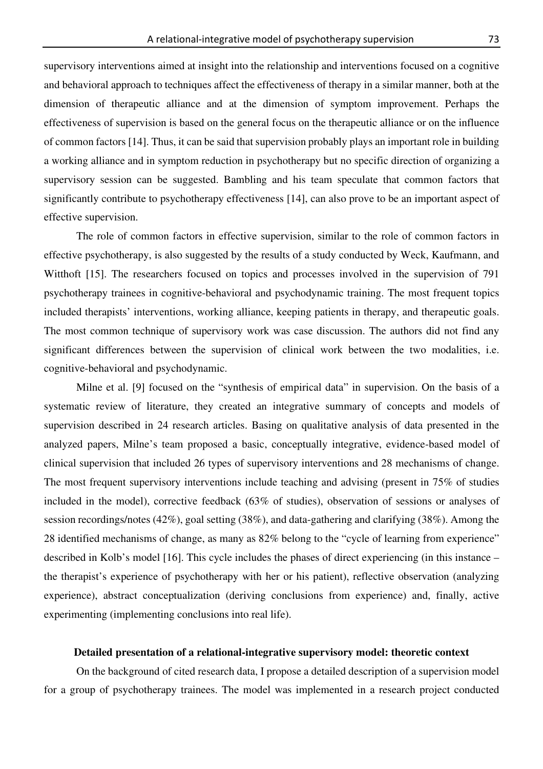supervisory interventions aimed at insight into the relationship and interventions focused on a cognitive and behavioral approach to techniques affect the effectiveness of therapy in a similar manner, both at the dimension of therapeutic alliance and at the dimension of symptom improvement. Perhaps the effectiveness of supervision is based on the general focus on the therapeutic alliance or on the influence of common factors [14]. Thus, it can be said that supervision probably plays an important role in building a working alliance and in symptom reduction in psychotherapy but no specific direction of organizing a supervisory session can be suggested. Bambling and his team speculate that common factors that significantly contribute to psychotherapy effectiveness [14], can also prove to be an important aspect of effective supervision.

The role of common factors in effective supervision, similar to the role of common factors in effective psychotherapy, is also suggested by the results of a study conducted by Weck, Kaufmann, and Witthoft [15]. The researchers focused on topics and processes involved in the supervision of 791 psychotherapy trainees in cognitive-behavioral and psychodynamic training. The most frequent topics included therapists' interventions, working alliance, keeping patients in therapy, and therapeutic goals. The most common technique of supervisory work was case discussion. The authors did not find any significant differences between the supervision of clinical work between the two modalities, i.e. cognitive-behavioral and psychodynamic.

Milne et al. [9] focused on the "synthesis of empirical data" in supervision. On the basis of a systematic review of literature, they created an integrative summary of concepts and models of supervision described in 24 research articles. Basing on qualitative analysis of data presented in the analyzed papers, Milne's team proposed a basic, conceptually integrative, evidence-based model of clinical supervision that included 26 types of supervisory interventions and 28 mechanisms of change. The most frequent supervisory interventions include teaching and advising (present in 75% of studies included in the model), corrective feedback (63% of studies), observation of sessions or analyses of session recordings/notes (42%), goal setting (38%), and data-gathering and clarifying (38%). Among the 28 identified mechanisms of change, as many as 82% belong to the "cycle of learning from experience" described in Kolb's model [16]. This cycle includes the phases of direct experiencing (in this instance – the therapist's experience of psychotherapy with her or his patient), reflective observation (analyzing experience), abstract conceptualization (deriving conclusions from experience) and, finally, active experimenting (implementing conclusions into real life).

**Detailed presentation of a relational-integrative supervisory model: theoretic context**

On the background of cited research data, I propose a detailed description of a supervision model for a group of psychotherapy trainees. The model was implemented in a research project conducted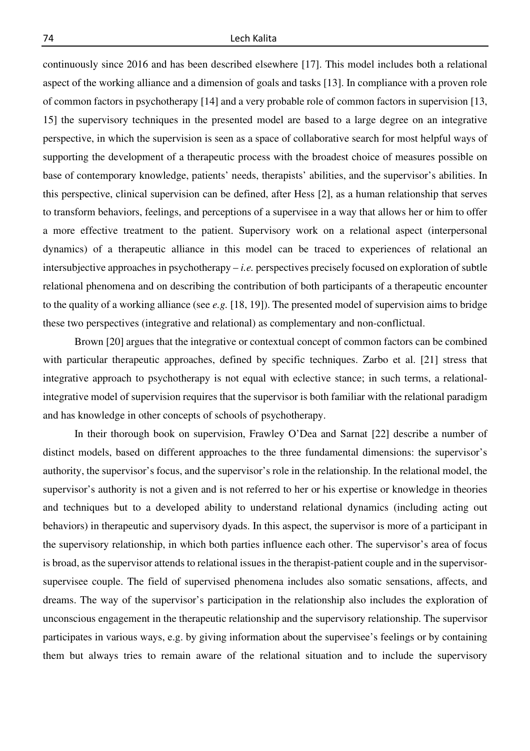continuously since 2016 and has been described elsewhere [17]. This model includes both a relational aspect of the working alliance and a dimension of goals and tasks [13]. In compliance with a proven role of common factors in psychotherapy [14] and a very probable role of common factors in supervision [13, 15] the supervisory techniques in the presented model are based to a large degree on an integrative perspective, in which the supervision is seen as a space of collaborative search for most helpful ways of supporting the development of a therapeutic process with the broadest choice of measures possible on base of contemporary knowledge, patients' needs, therapists' abilities, and the supervisor's abilities. In this perspective, clinical supervision can be defined, after Hess [2], as a human relationship that serves to transform behaviors, feelings, and perceptions of a supervisee in a way that allows her or him to offer a more effective treatment to the patient. Supervisory work on a relational aspect (interpersonal dynamics) of a therapeutic alliance in this model can be traced to experiences of relational an intersubjective approaches in psychotherapy – *i.e.* perspectives precisely focused on exploration of subtle relational phenomena and on describing the contribution of both participants of a therapeutic encounter to the quality of a working alliance (see *e.g.* [18, 19]). The presented model of supervision aims to bridge these two perspectives (integrative and relational) as complementary and non-conflictual.

Brown [20] argues that the integrative or contextual concept of common factors can be combined with particular therapeutic approaches, defined by specific techniques. Zarbo et al. [21] stress that integrative approach to psychotherapy is not equal with elective stance; in such terms, a relational-integrative model of supervision requires that the supervisor is both familiar with the relational paradigm and has knowledge in other concepts of schools of psychotherapy.

In their thorough book on supervision, Frawley O'Dea and Sarnat [22] describe a number of distinct models, based on different approaches to the three fundamental dimensions: the supervisor's authority, the supervisor's focus, and the supervisor's role in the relationship. In the relational model, the supervisor's authority is not a given and is not referred to her or his expertise or knowledge in theories and techniques but to a developed ability to understand relational dynamics (including acting out behaviors) in therapeutic and supervisory dyads. In this aspect, the supervisor is more of a participant in the supervisory relationship, in which both parties influence each other. The supervisor's area of focus is broad, as the supervisor attends to relational issues in the therapist-patient couple and in the supervisor-supervisee couple. The field of supervised phenomena includes also somatic sensations, affects, and dreams. The way of the supervisor's participation in the relationship also includes the exploration of unconscious engagement in the therapeutic relationship and the supervisory relationship. The supervisor participates in various ways, e.g. by giving information about the supervisee's feelings or by containing them but always tries to remain aware of the relational situation and to include the supervisory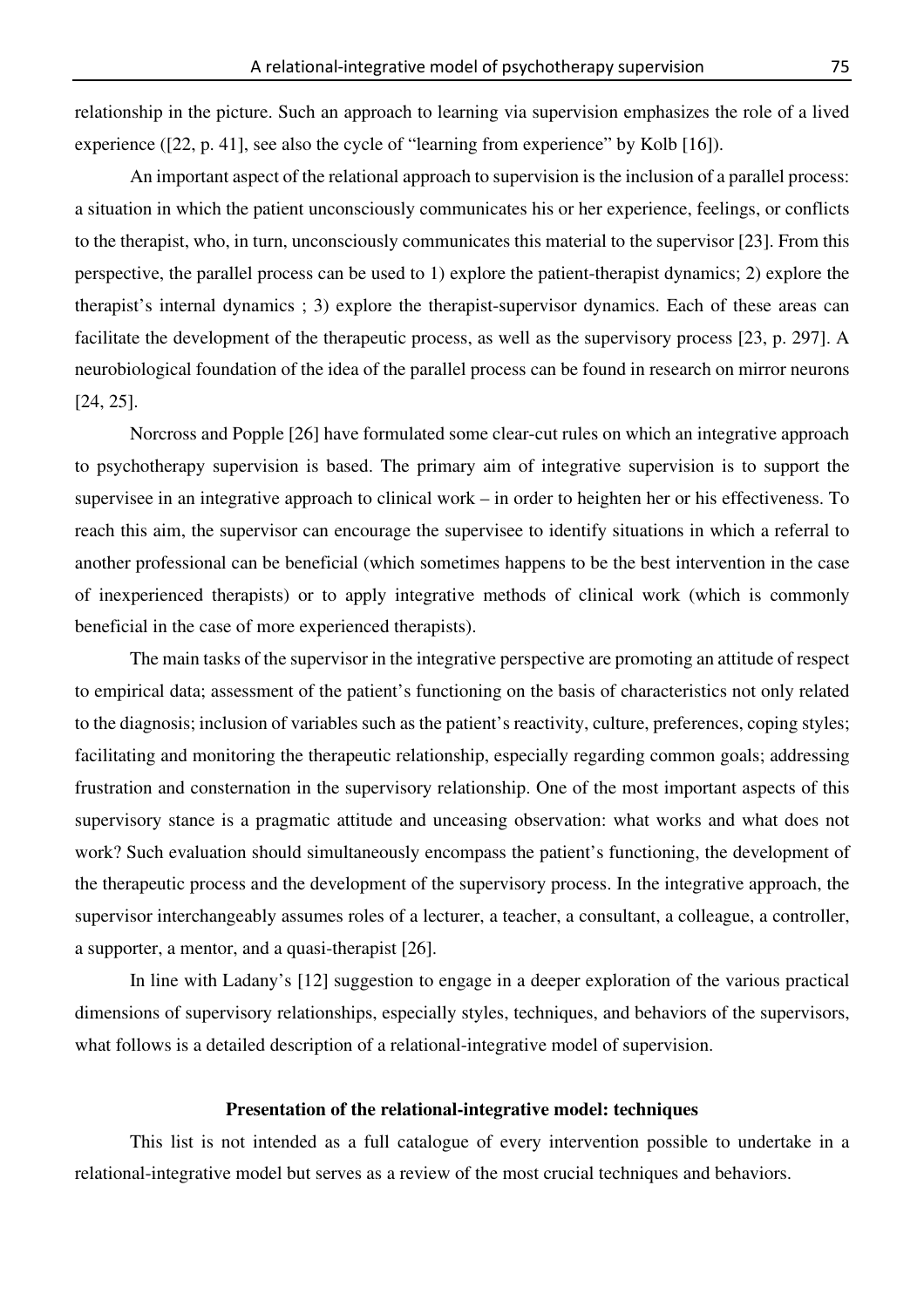relationship in the picture. Such an approach to learning via supervision emphasizes the role of a lived experience ([22, p. 41], see also the cycle of "learning from experience" by Kolb [16]).

An important aspect of the relational approach to supervision is the inclusion of a parallel process: a situation in which the patient unconsciously communicates his or her experience, feelings, or conflicts to the therapist, who, in turn, unconsciously communicates this material to the supervisor [23]. From this perspective, the parallel process can be used to 1) explore the patient-therapist dynamics; 2) explore the therapist's internal dynamics ; 3) explore the therapist-supervisor dynamics. Each of these areas can facilitate the development of the therapeutic process, as well as the supervisory process [23, p. 297]. A neurobiological foundation of the idea of the parallel process can be found in research on mirror neurons [24, 25].

Norcross and Popple [26] have formulated some clear-cut rules on which an integrative approach to psychotherapy supervision is based. The primary aim of integrative supervision is to support the supervisee in an integrative approach to clinical work – in order to heighten her or his effectiveness. To reach this aim, the supervisor can encourage the supervisee to identify situations in which a referral to another professional can be beneficial (which sometimes happens to be the best intervention in the case of inexperienced therapists) or to apply integrative methods of clinical work (which is commonly beneficial in the case of more experienced therapists).

The main tasks of the supervisor in the integrative perspective are promoting an attitude of respect to empirical data; assessment of the patient's functioning on the basis of characteristics not only related to the diagnosis; inclusion of variables such as the patient's reactivity, culture, preferences, coping styles; facilitating and monitoring the therapeutic relationship, especially regarding common goals; addressing frustration and consternation in the supervisory relationship. One of the most important aspects of this supervisory stance is a pragmatic attitude and unceasing observation: what works and what does not work? Such evaluation should simultaneously encompass the patient's functioning, the development of the therapeutic process and the development of the supervisory process. In the integrative approach, the supervisor interchangeably assumes roles of a lecturer, a teacher, a consultant, a colleague, a controller, a supporter, a mentor, and a quasi-therapist [26].

In line with Ladany's [12] suggestion to engage in a deeper exploration of the various practical dimensions of supervisory relationships, especially styles, techniques, and behaviors of the supervisors, what follows is a detailed description of a relational-integrative model of supervision.

## Presentation of the relational-integrative model: techniques

This list is not intended as a full catalogue of every intervention possible to undertake in a relational-integrative model but serves as a review of the most crucial techniques and behaviors.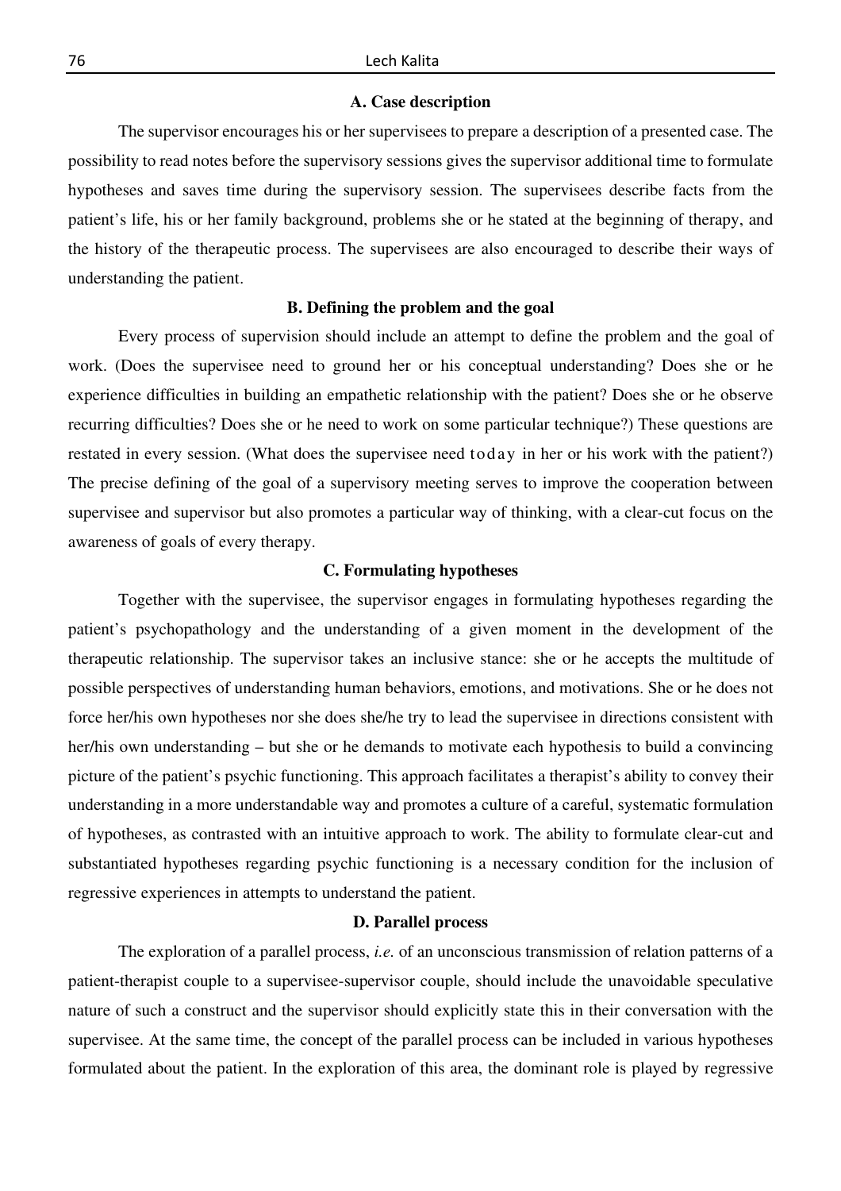### A. Case description

The supervisor encourages his or her supervisees to prepare a description of a presented case. The possibility to read notes before the supervisory sessions gives the supervisor additional time to formulate hypotheses and saves time during the supervisory session. The supervisees describe facts from the patient's life, his or her family background, problems she or he stated at the beginning of therapy, and the history of the therapeutic process. The supervisees are also encouraged to describe their ways of understanding the patient.

### B. Defining the problem and the goal

Every process of supervision should include an attempt to define the problem and the goal of work. (Does the supervisee need to ground her or his conceptual understanding? Does she or he experience difficulties in building an empathetic relationship with the patient? Does she or he observe recurring difficulties? Does she or he need to work on some particular technique?) These questions are restated in every session. (What does the supervisee need today in her or his work with the patient?) The precise defining of the goal of a supervisory meeting serves to improve the cooperation between supervisee and supervisor but also promotes a particular way of thinking, with a clear-cut focus on the awareness of goals of every therapy.

### C. Formulating hypotheses

Together with the supervisee, the supervisor engages in formulating hypotheses regarding the patient's psychopathology and the understanding of a given moment in the development of the therapeutic relationship. The supervisor takes an inclusive stance: she or he accepts the multitude of possible perspectives of understanding human behaviors, emotions, and motivations. She or he does not force her/his own hypotheses nor she does she/he try to lead the supervisee in directions consistent with her/his own understanding – but she or he demands to motivate each hypothesis to build a convincing picture of the patient's psychic functioning. This approach facilitates a therapist's ability to convey their understanding in a more understandable way and promotes a culture of a careful, systematic formulation of hypotheses, as contrasted with an intuitive approach to work. The ability to formulate clear-cut and substantiated hypotheses regarding psychic functioning is a necessary condition for the inclusion of regressive experiences in attempts to understand the patient.

### D. Parallel process

The exploration of a parallel process, *i.e.* of an unconscious transmission of relation patterns of a patient-therapist couple to a supervisee-supervisor couple, should include the unavoidable speculative nature of such a construct and the supervisor should explicitly state this in their conversation with the supervisee. At the same time, the concept of the parallel process can be included in various hypotheses formulated about the patient. In the exploration of this area, the dominant role is played by regressive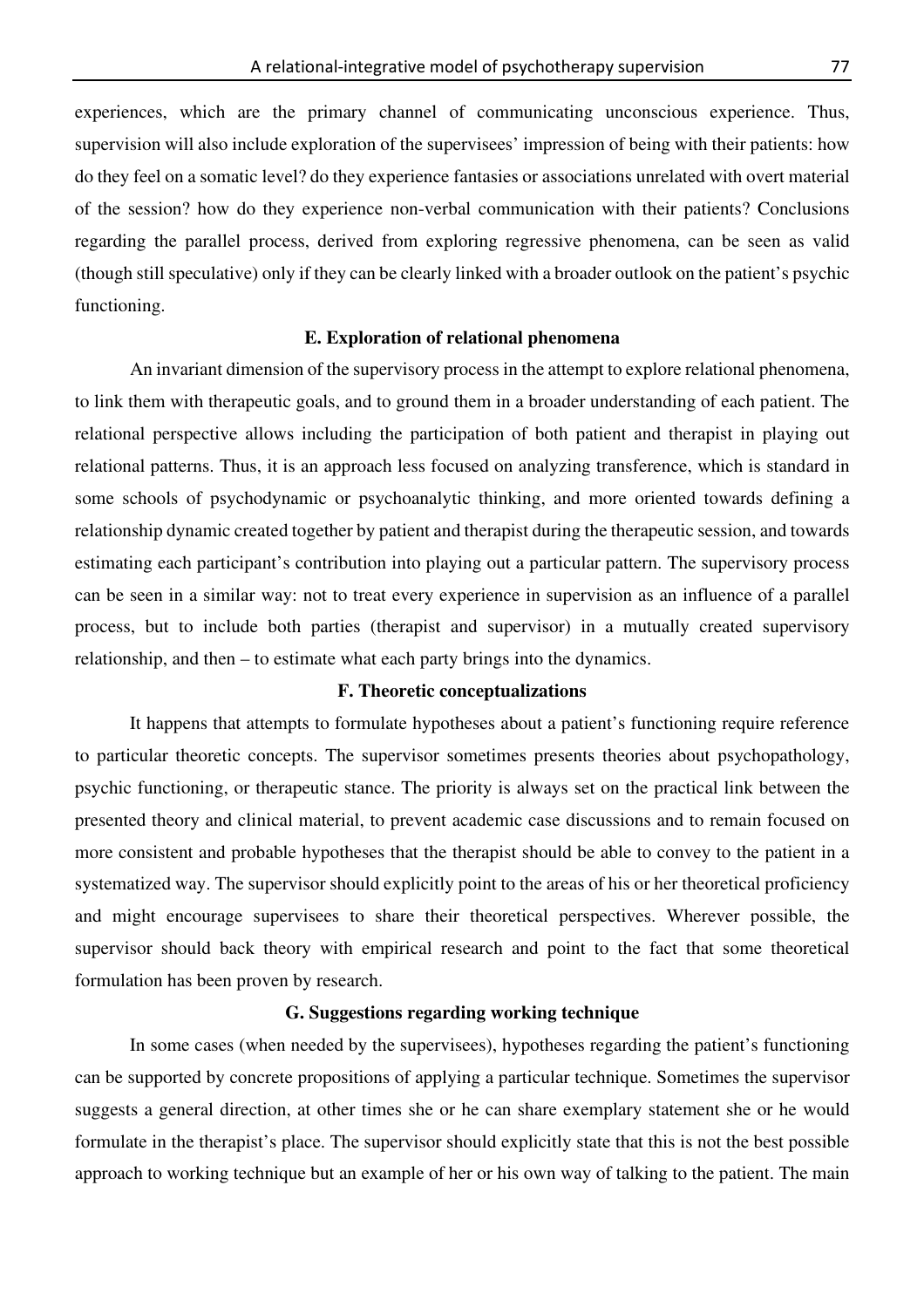experiences, which are the primary channel of communicating unconscious experience. Thus, supervision will also include exploration of the supervisees' impression of being with their patients: how do they feel on a somatic level? do they experience fantasies or associations unrelated with overt material of the session? how do they experience non-verbal communication with their patients? Conclusions regarding the parallel process, derived from exploring regressive phenomena, can be seen as valid (though still speculative) only if they can be clearly linked with a broader outlook on the patient's psychic functioning.

### E. Exploration of relational phenomena

An invariant dimension of the supervisory process in the attempt to explore relational phenomena, to link them with therapeutic goals, and to ground them in a broader understanding of each patient. The relational perspective allows including the participation of both patient and therapist in playing out relational patterns. Thus, it is an approach less focused on analyzing transference, which is standard in some schools of psychodynamic or psychoanalytic thinking, and more oriented towards defining a relationship dynamic created together by patient and therapist during the therapeutic session, and towards estimating each participant's contribution into playing out a particular pattern. The supervisory process can be seen in a similar way: not to treat every experience in supervision as an influence of a parallel process, but to include both parties (therapist and supervisor) in a mutually created supervisory relationship, and then – to estimate what each party brings into the dynamics.

### F. Theoretic conceptualizations

It happens that attempts to formulate hypotheses about a patient's functioning require reference to particular theoretic concepts. The supervisor sometimes presents theories about psychopathology, psychic functioning, or therapeutic stance. The priority is always set on the practical link between the presented theory and clinical material, to prevent academic case discussions and to remain focused on more consistent and probable hypotheses that the therapist should be able to convey to the patient in a systematized way. The supervisor should explicitly point to the areas of his or her theoretical proficiency and might encourage supervisees to share their theoretical perspectives. Wherever possible, the supervisor should back theory with empirical research and point to the fact that some theoretical formulation has been proven by research.

### G. Suggestions regarding working technique

In some cases (when needed by the supervisees), hypotheses regarding the patient's functioning can be supported by concrete propositions of applying a particular technique. Sometimes the supervisor suggests a general direction, at other times she or he can share exemplary statement she or he would formulate in the therapist's place. The supervisor should explicitly state that this is not the best possible approach to working technique but an example of her or his own way of talking to the patient. The main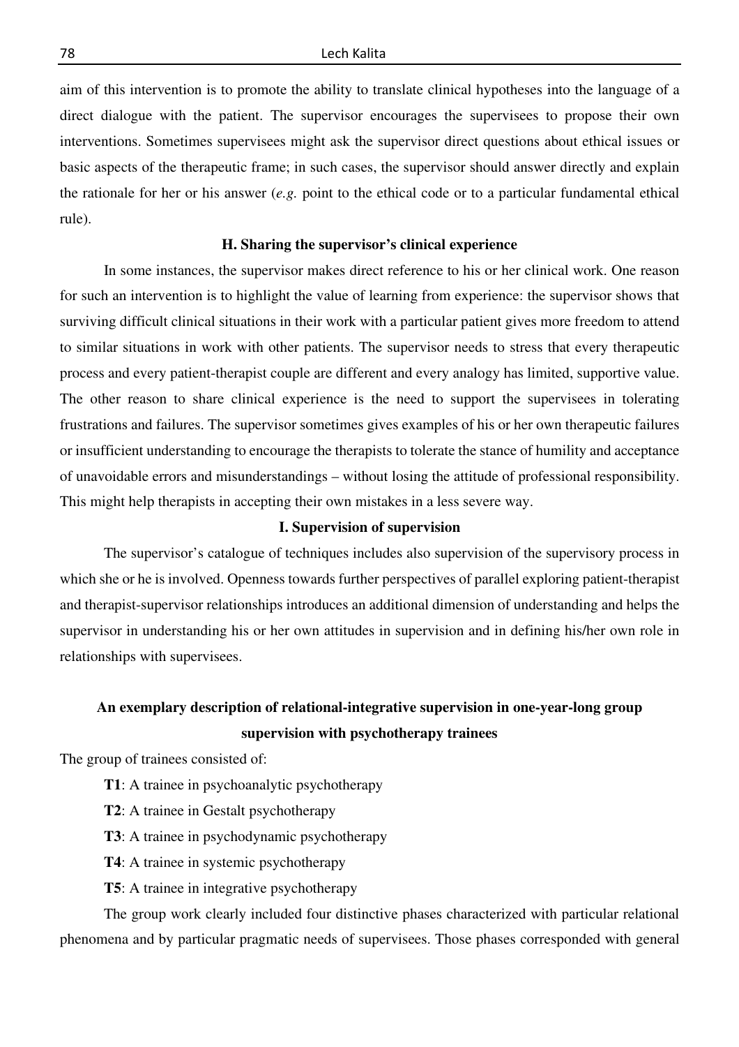aim of this intervention is to promote the ability to translate clinical hypotheses into the language of a direct dialogue with the patient. The supervisor encourages the supervisees to propose their own interventions. Sometimes supervisees might ask the supervisor direct questions about ethical issues or basic aspects of the therapeutic frame; in such cases, the supervisor should answer directly and explain the rationale for her or his answer (*e.g.* point to the ethical code or to a particular fundamental ethical rule).

### H. Sharing the supervisor's clinical experience

In some instances, the supervisor makes direct reference to his or her clinical work. One reason for such an intervention is to highlight the value of learning from experience: the supervisor shows that surviving difficult clinical situations in their work with a particular patient gives more freedom to attend to similar situations in work with other patients. The supervisor needs to stress that every therapeutic process and every patient-therapist couple are different and every analogy has limited, supportive value. The other reason to share clinical experience is the need to support the supervisees in tolerating frustrations and failures. The supervisor sometimes gives examples of his or her own therapeutic failures or insufficient understanding to encourage the therapists to tolerate the stance of humility and acceptance of unavoidable errors and misunderstandings – without losing the attitude of professional responsibility. This might help therapists in accepting their own mistakes in a less severe way.

### I. Supervision of supervision

The supervisor's catalogue of techniques includes also supervision of the supervisory process in which she or he is involved. Openness towards further perspectives of parallel exploring patient-therapist and therapist-supervisor relationships introduces an additional dimension of understanding and helps the supervisor in understanding his or her own attitudes in supervision and in defining his/her own role in relationships with supervisees.

## An exemplary description of relational-integrative supervision in one-year-long group supervision with psychotherapy trainees

The group of trainees consisted of:

- **T1**: A trainee in psychoanalytic psychotherapy
- **T2**: A trainee in Gestalt psychotherapy
- **T3**: A trainee in psychodynamic psychotherapy
- **T4**: A trainee in systemic psychotherapy
- **T5**: A trainee in integrative psychotherapy

The group work clearly included four distinctive phases characterized with particular relational phenomena and by particular pragmatic needs of supervisees. Those phases corresponded with general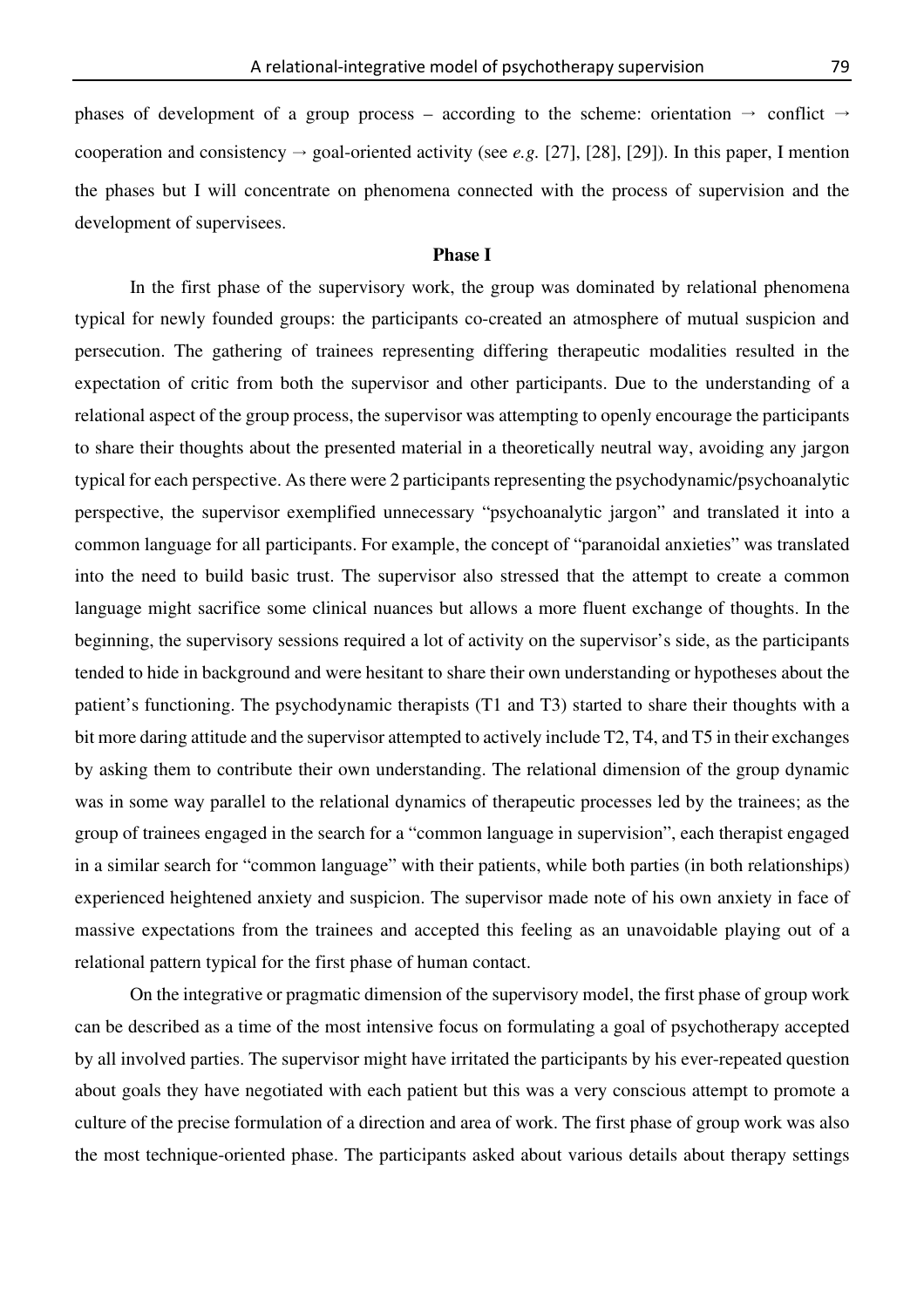phases of development of a group process – according to the scheme: orientation → conflict → cooperation and consistency → goal-oriented activity (see *e.g.* [27], [28], [29]). In this paper, I mention the phases but I will concentrate on phenomena connected with the process of supervision and the development of supervisees.

### Phase I

In the first phase of the supervisory work, the group was dominated by relational phenomena typical for newly founded groups: the participants co-created an atmosphere of mutual suspicion and persecution. The gathering of trainees representing differing therapeutic modalities resulted in the expectation of critic from both the supervisor and other participants. Due to the understanding of a relational aspect of the group process, the supervisor was attempting to openly encourage the participants to share their thoughts about the presented material in a theoretically neutral way, avoiding any jargon typical for each perspective. As there were 2 participants representing the psychodynamic/psychoanalytic perspective, the supervisor exemplified unnecessary "psychoanalytic jargon" and translated it into a common language for all participants. For example, the concept of "paranoidal anxieties" was translated into the need to build basic trust. The supervisor also stressed that the attempt to create a common language might sacrifice some clinical nuances but allows a more fluent exchange of thoughts. In the beginning, the supervisory sessions required a lot of activity on the supervisor's side, as the participants tended to hide in background and were hesitant to share their own understanding or hypotheses about the patient's functioning. The psychodynamic therapists (T1 and T3) started to share their thoughts with a bit more daring attitude and the supervisor attempted to actively include T2, T4, and T5 in their exchanges by asking them to contribute their own understanding. The relational dimension of the group dynamic was in some way parallel to the relational dynamics of therapeutic processes led by the trainees; as the group of trainees engaged in the search for a "common language in supervision", each therapist engaged in a similar search for "common language" with their patients, while both parties (in both relationships) experienced heightened anxiety and suspicion. The supervisor made note of his own anxiety in face of massive expectations from the trainees and accepted this feeling as an unavoidable playing out of a relational pattern typical for the first phase of human contact.

On the integrative or pragmatic dimension of the supervisory model, the first phase of group work can be described as a time of the most intensive focus on formulating a goal of psychotherapy accepted by all involved parties. The supervisor might have irritated the participants by his ever-repeated question about goals they have negotiated with each patient but this was a very conscious attempt to promote a culture of the precise formulation of a direction and area of work. The first phase of group work was also the most technique-oriented phase. The participants asked about various details about therapy settings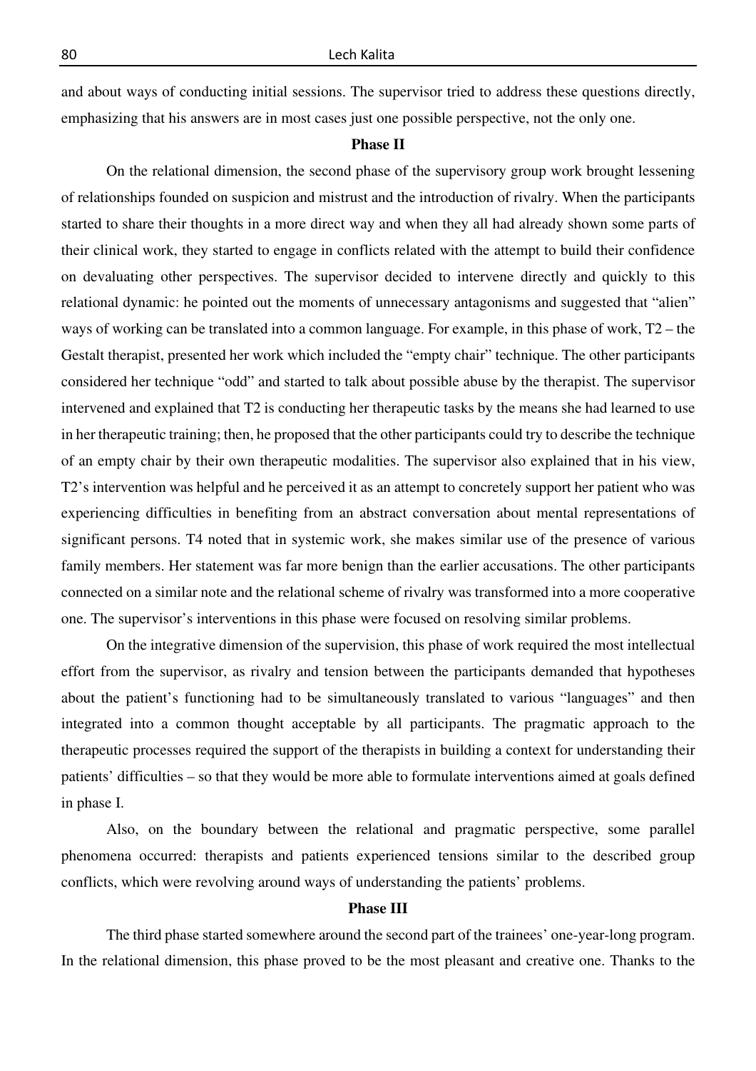and about ways of conducting initial sessions. The supervisor tried to address these questions directly, emphasizing that his answers are in most cases just one possible perspective, not the only one.

### Phase II

On the relational dimension, the second phase of the supervisory group work brought lessening of relationships founded on suspicion and mistrust and the introduction of rivalry. When the participants started to share their thoughts in a more direct way and when they all had already shown some parts of their clinical work, they started to engage in conflicts related with the attempt to build their confidence on devaluating other perspectives. The supervisor decided to intervene directly and quickly to this relational dynamic: he pointed out the moments of unnecessary antagonisms and suggested that "alien" ways of working can be translated into a common language. For example, in this phase of work, T2 – the Gestalt therapist, presented her work which included the "empty chair" technique. The other participants considered her technique "odd" and started to talk about possible abuse by the therapist. The supervisor intervened and explained that T2 is conducting her therapeutic tasks by the means she had learned to use in her therapeutic training; then, he proposed that the other participants could try to describe the technique of an empty chair by their own therapeutic modalities. The supervisor also explained that in his view, T2's intervention was helpful and he perceived it as an attempt to concretely support her patient who was experiencing difficulties in benefiting from an abstract conversation about mental representations of significant persons. T4 noted that in systemic work, she makes similar use of the presence of various family members. Her statement was far more benign than the earlier accusations. The other participants connected on a similar note and the relational scheme of rivalry was transformed into a more cooperative one. The supervisor's interventions in this phase were focused on resolving similar problems.

On the integrative dimension of the supervision, this phase of work required the most intellectual effort from the supervisor, as rivalry and tension between the participants demanded that hypotheses about the patient's functioning had to be simultaneously translated to various "languages" and then integrated into a common thought acceptable by all participants. The pragmatic approach to the therapeutic processes required the support of the therapists in building a context for understanding their patients' difficulties – so that they would be more able to formulate interventions aimed at goals defined in phase I.

Also, on the boundary between the relational and pragmatic perspective, some parallel phenomena occurred: therapists and patients experienced tensions similar to the described group conflicts, which were revolving around ways of understanding the patients' problems.

### Phase III

The third phase started somewhere around the second part of the trainees' one-year-long program. In the relational dimension, this phase proved to be the most pleasant and creative one. Thanks to the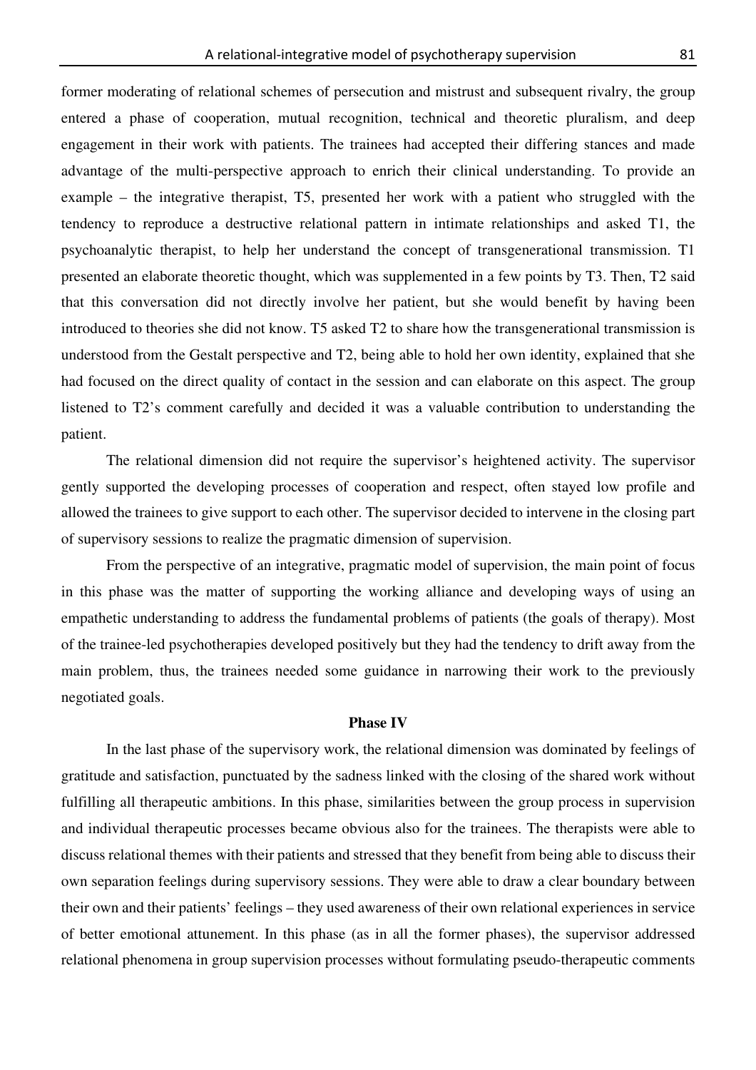former moderating of relational schemes of persecution and mistrust and subsequent rivalry, the group entered a phase of cooperation, mutual recognition, technical and theoretic pluralism, and deep engagement in their work with patients. The trainees had accepted their differing stances and made advantage of the multi-perspective approach to enrich their clinical understanding. To provide an example – the integrative therapist, T5, presented her work with a patient who struggled with the tendency to reproduce a destructive relational pattern in intimate relationships and asked T1, the psychoanalytic therapist, to help her understand the concept of transgenerational transmission. T1 presented an elaborate theoretic thought, which was supplemented in a few points by T3. Then, T2 said that this conversation did not directly involve her patient, but she would benefit by having been introduced to theories she did not know. T5 asked T2 to share how the transgenerational transmission is understood from the Gestalt perspective and T2, being able to hold her own identity, explained that she had focused on the direct quality of contact in the session and can elaborate on this aspect. The group listened to T2's comment carefully and decided it was a valuable contribution to understanding the patient.

The relational dimension did not require the supervisor's heightened activity. The supervisor gently supported the developing processes of cooperation and respect, often stayed low profile and allowed the trainees to give support to each other. The supervisor decided to intervene in the closing part of supervisory sessions to realize the pragmatic dimension of supervision.

From the perspective of an integrative, pragmatic model of supervision, the main point of focus in this phase was the matter of supporting the working alliance and developing ways of using an empathetic understanding to address the fundamental problems of patients (the goals of therapy). Most of the trainee-led psychotherapies developed positively but they had the tendency to drift away from the main problem, thus, the trainees needed some guidance in narrowing their work to the previously negotiated goals.

**Phase IV**

In the last phase of the supervisory work, the relational dimension was dominated by feelings of gratitude and satisfaction, punctuated by the sadness linked with the closing of the shared work without fulfilling all therapeutic ambitions. In this phase, similarities between the group process in supervision and individual therapeutic processes became obvious also for the trainees. The therapists were able to discuss relational themes with their patients and stressed that they benefit from being able to discuss their own separation feelings during supervisory sessions. They were able to draw a clear boundary between their own and their patients' feelings – they used awareness of their own relational experiences in service of better emotional attunement. In this phase (as in all the former phases), the supervisor addressed relational phenomena in group supervision processes without formulating pseudo-therapeutic comments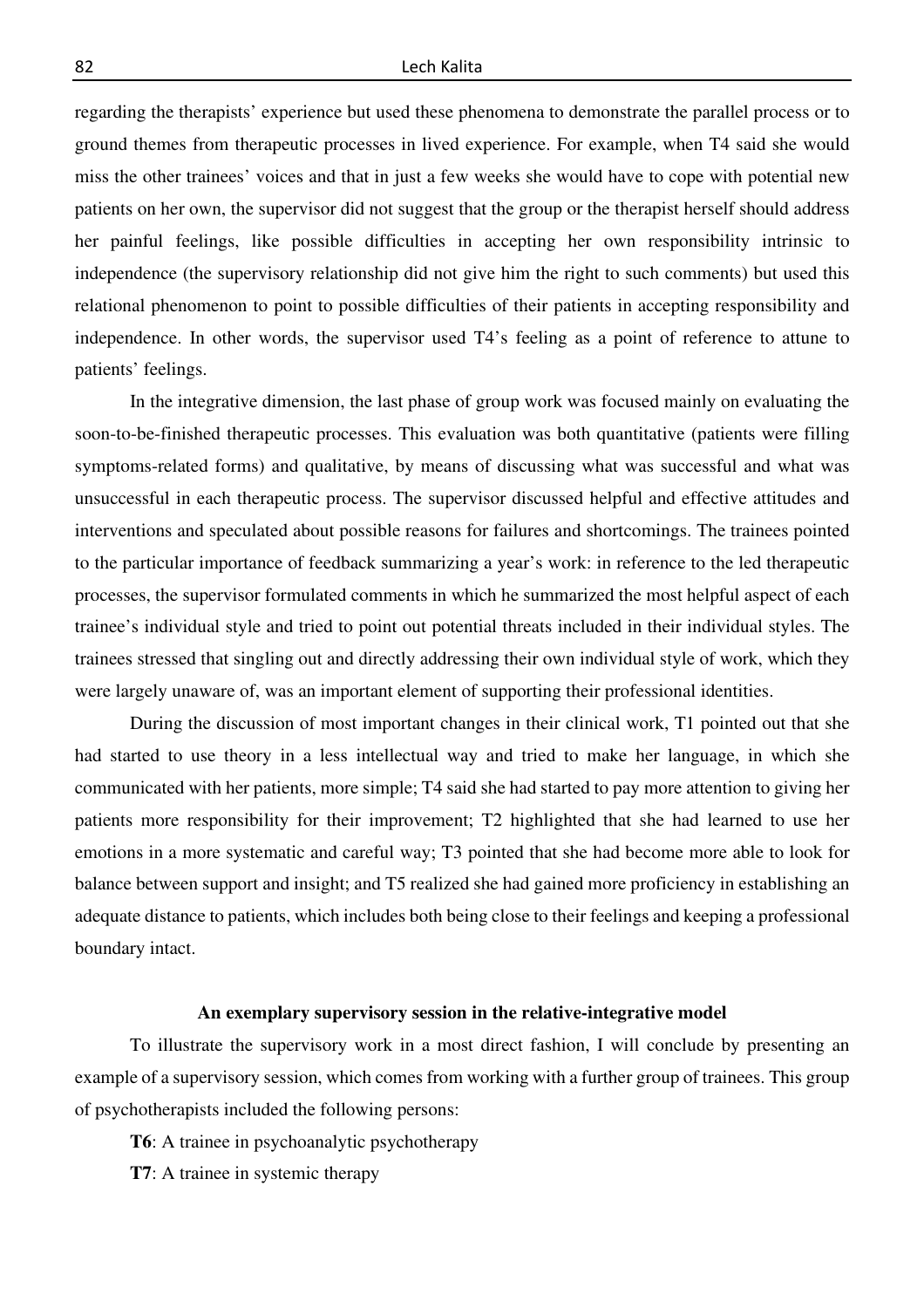regarding the therapists' experience but used these phenomena to demonstrate the parallel process or to ground themes from therapeutic processes in lived experience. For example, when T4 said she would miss the other trainees' voices and that in just a few weeks she would have to cope with potential new patients on her own, the supervisor did not suggest that the group or the therapist herself should address her painful feelings, like possible difficulties in accepting her own responsibility intrinsic to independence (the supervisory relationship did not give him the right to such comments) but used this relational phenomenon to point to possible difficulties of their patients in accepting responsibility and independence. In other words, the supervisor used T4's feeling as a point of reference to attune to patients' feelings.

In the integrative dimension, the last phase of group work was focused mainly on evaluating the soon-to-be-finished therapeutic processes. This evaluation was both quantitative (patients were filling symptoms-related forms) and qualitative, by means of discussing what was successful and what was unsuccessful in each therapeutic process. The supervisor discussed helpful and effective attitudes and interventions and speculated about possible reasons for failures and shortcomings. The trainees pointed to the particular importance of feedback summarizing a year's work: in reference to the led therapeutic processes, the supervisor formulated comments in which he summarized the most helpful aspect of each trainee's individual style and tried to point out potential threats included in their individual styles. The trainees stressed that singling out and directly addressing their own individual style of work, which they were largely unaware of, was an important element of supporting their professional identities.

During the discussion of most important changes in their clinical work, T1 pointed out that she had started to use theory in a less intellectual way and tried to make her language, in which she communicated with her patients, more simple; T4 said she had started to pay more attention to giving her patients more responsibility for their improvement; T2 highlighted that she had learned to use her emotions in a more systematic and careful way; T3 pointed that she had become more able to look for balance between support and insight; and T5 realized she had gained more proficiency in establishing an adequate distance to patients, which includes both being close to their feelings and keeping a professional boundary intact.

### An exemplary supervisory session in the relative-integrative model

To illustrate the supervisory work in a most direct fashion, I will conclude by presenting an example of a supervisory session, which comes from working with a further group of trainees. This group of psychotherapists included the following persons:

**T6**: A trainee in psychoanalytic psychotherapy

**T7**: A trainee in systemic therapy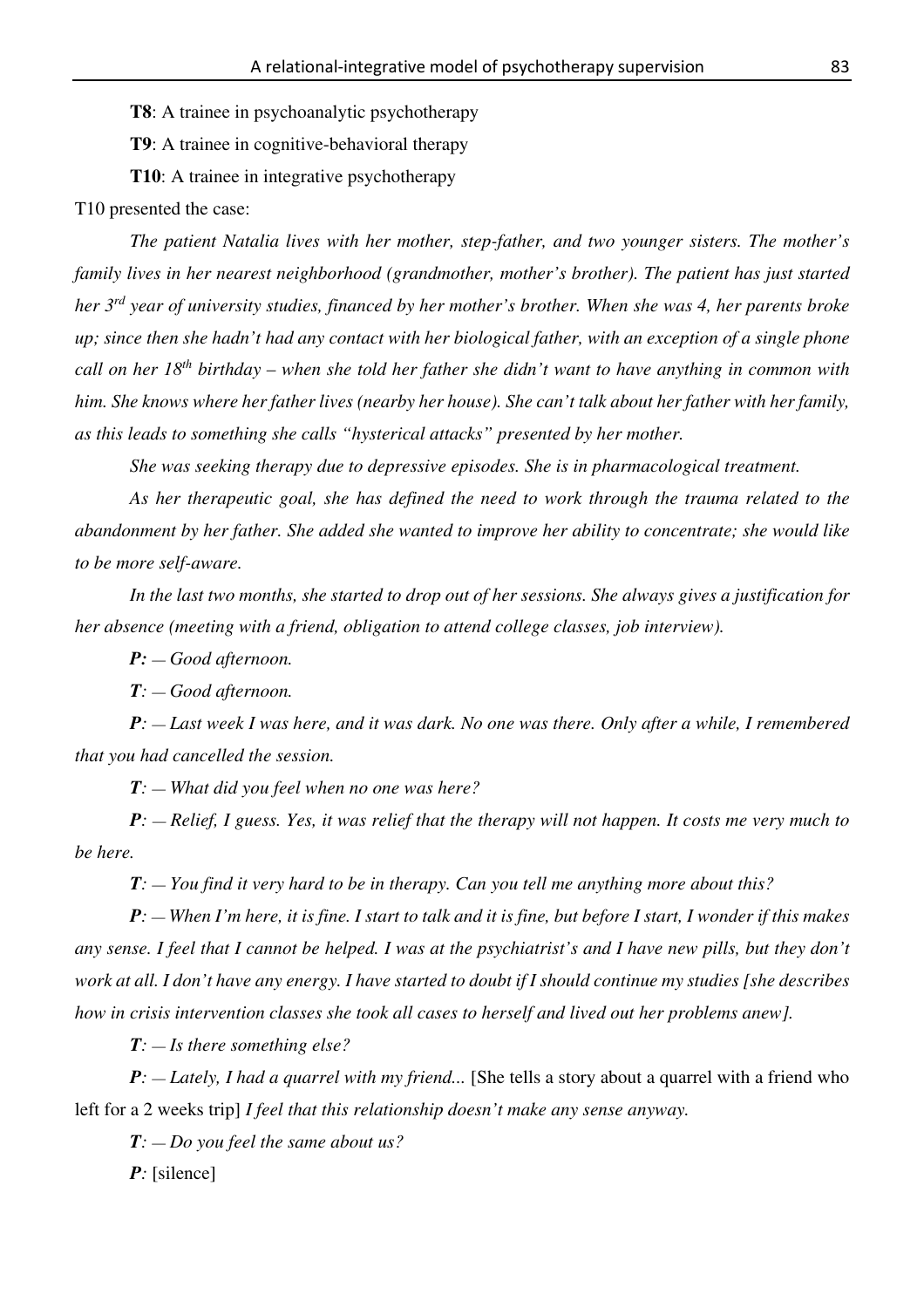**T8**: A trainee in psychoanalytic psychotherapy

**T9**: A trainee in cognitive-behavioral therapy

**T10**: A trainee in integrative psychotherapy

T10 presented the case:

*The patient Natalia lives with her mother, step-father, and two younger sisters. The mother's family lives in her nearest neighborhood (grandmother, mother's brother). The patient has just started her 3rd year of university studies, financed by her mother's brother. When she was 4, her parents broke up; since then she hadn't had any contact with her biological father, with an exception of a single phone call on her 18th birthday – when she told her father she didn't want to have anything in common with him. She knows where her father lives (nearby her house). She can't talk about her father with her family, as this leads to something she calls "hysterical attacks" presented by her mother.*

*She was seeking therapy due to depressive episodes. She is in pharmacological treatment.*

*As her therapeutic goal, she has defined the need to work through the trauma related to the abandonment by her father. She added she wanted to improve her ability to concentrate; she would like to be more self-aware.*

*In the last two months, she started to drop out of her sessions. She always gives a justification for her absence (meeting with a friend, obligation to attend college classes, job interview).*

***P:** — Good afternoon.*

***T**: — Good afternoon.*

***P**: — Last week I was here, and it was dark. No one was there. Only after a while, I remembered that you had cancelled the session.*

***T**: — What did you feel when no one was here?*

***P**: — Relief, I guess. Yes, it was relief that the therapy will not happen. It costs me very much to be here.*

***T**: — You find it very hard to be in therapy. Can you tell me anything more about this?*

***P**: — When I'm here, it is fine. I start to talk and it is fine, but before I start, I wonder if this makes any sense. I feel that I cannot be helped. I was at the psychiatrist's and I have new pills, but they don't work at all. I don't have any energy. I have started to doubt if I should continue my studies [she describes how in crisis intervention classes she took all cases to herself and lived out her problems anew].*

***T**: — Is there something else?*

***P**: — Lately, I had a quarrel with my friend...* [She tells a story about a quarrel with a friend who left for a 2 weeks trip] *I feel that this relationship doesn't make any sense anyway.*

***T**: — Do you feel the same about us?*

***P**:* [silence]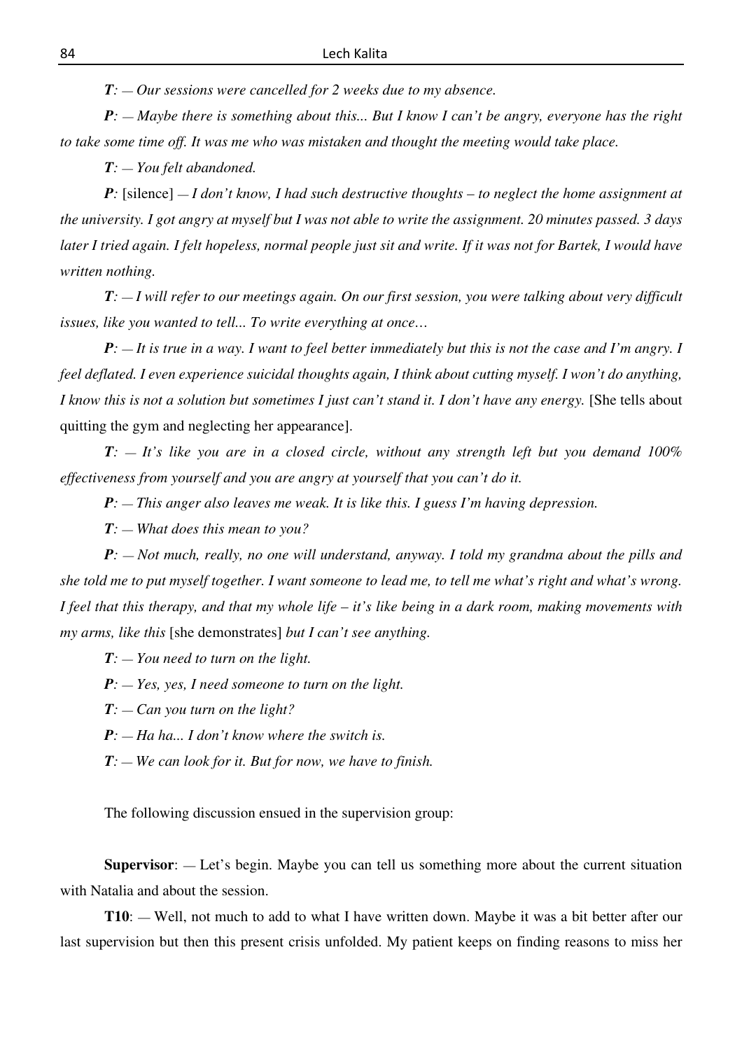***T****: — Our sessions were cancelled for 2 weeks due to my absence.*

***P****: — Maybe there is something about this... But I know I can't be angry, everyone has the right to take some time off. It was me who was mistaken and thought the meeting would take place.*

***T****: — You felt abandoned.*

***P****:* [silence] *— I don't know, I had such destructive thoughts – to neglect the home assignment at the university. I got angry at myself but I was not able to write the assignment. 20 minutes passed. 3 days later I tried again. I felt hopeless, normal people just sit and write. If it was not for Bartek, I would have written nothing.*

***T****: — I will refer to our meetings again. On our first session, you were talking about very difficult issues, like you wanted to tell... To write everything at once…*

***P****: — It is true in a way. I want to feel better immediately but this is not the case and I'm angry. I feel deflated. I even experience suicidal thoughts again, I think about cutting myself. I won't do anything, I know this is not a solution but sometimes I just can't stand it. I don't have any energy.* [She tells about quitting the gym and neglecting her appearance].

***T****: — It's like you are in a closed circle, without any strength left but you demand 100% effectiveness from yourself and you are angry at yourself that you can't do it.*

***P****: — This anger also leaves me weak. It is like this. I guess I'm having depression.*

***T****: — What does this mean to you?*

***P****: — Not much, really, no one will understand, anyway. I told my grandma about the pills and she told me to put myself together. I want someone to lead me, to tell me what's right and what's wrong. I feel that this therapy, and that my whole life – it's like being in a dark room, making movements with my arms, like this* [she demonstrates] *but I can't see anything.*

***T****: — You need to turn on the light.*

***P****: — Yes, yes, I need someone to turn on the light.*

***T****: — Can you turn on the light?*

***P****: — Ha ha... I don't know where the switch is.*

***T****: — We can look for it. But for now, we have to finish.*

The following discussion ensued in the supervision group:

**Supervisor**: — Let's begin. Maybe you can tell us something more about the current situation with Natalia and about the session.

**T10**: — Well, not much to add to what I have written down. Maybe it was a bit better after our last supervision but then this present crisis unfolded. My patient keeps on finding reasons to miss her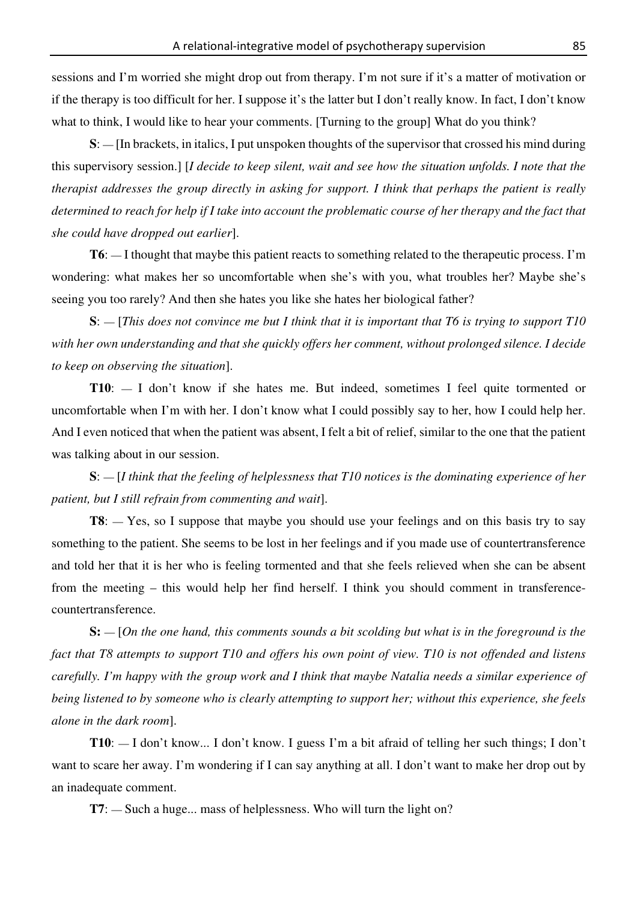sessions and I'm worried she might drop out from therapy. I'm not sure if it's a matter of motivation or if the therapy is too difficult for her. I suppose it's the latter but I don't really know. In fact, I don't know what to think, I would like to hear your comments. [Turning to the group] What do you think?

**S**: — [In brackets, in italics, I put unspoken thoughts of the supervisor that crossed his mind during this supervisory session.] [*I decide to keep silent, wait and see how the situation unfolds. I note that the therapist addresses the group directly in asking for support. I think that perhaps the patient is really determined to reach for help if I take into account the problematic course of her therapy and the fact that she could have dropped out earlier*].

**T6**: — I thought that maybe this patient reacts to something related to the therapeutic process. I'm wondering: what makes her so uncomfortable when she's with you, what troubles her? Maybe she's seeing you too rarely? And then she hates you like she hates her biological father?

**S**: — [*This does not convince me but I think that it is important that T6 is trying to support T10 with her own understanding and that she quickly offers her comment, without prolonged silence. I decide to keep on observing the situation*].

**T10**: — I don't know if she hates me. But indeed, sometimes I feel quite tormented or uncomfortable when I'm with her. I don't know what I could possibly say to her, how I could help her. And I even noticed that when the patient was absent, I felt a bit of relief, similar to the one that the patient was talking about in our session.

**S**: — [*I think that the feeling of helplessness that T10 notices is the dominating experience of her patient, but I still refrain from commenting and wait*].

**T8**: — Yes, so I suppose that maybe you should use your feelings and on this basis try to say something to the patient. She seems to be lost in her feelings and if you made use of countertransference and told her that it is her who is feeling tormented and that she feels relieved when she can be absent from the meeting – this would help her find herself. I think you should comment in transference-countertransference.

**S:** — [*On the one hand, this comments sounds a bit scolding but what is in the foreground is the fact that T8 attempts to support T10 and offers his own point of view. T10 is not offended and listens carefully. I'm happy with the group work and I think that maybe Natalia needs a similar experience of being listened to by someone who is clearly attempting to support her; without this experience, she feels alone in the dark room*].

**T10**: — I don't know... I don't know. I guess I'm a bit afraid of telling her such things; I don't want to scare her away. I'm wondering if I can say anything at all. I don't want to make her drop out by an inadequate comment.

**T7**: — Such a huge... mass of helplessness. Who will turn the light on?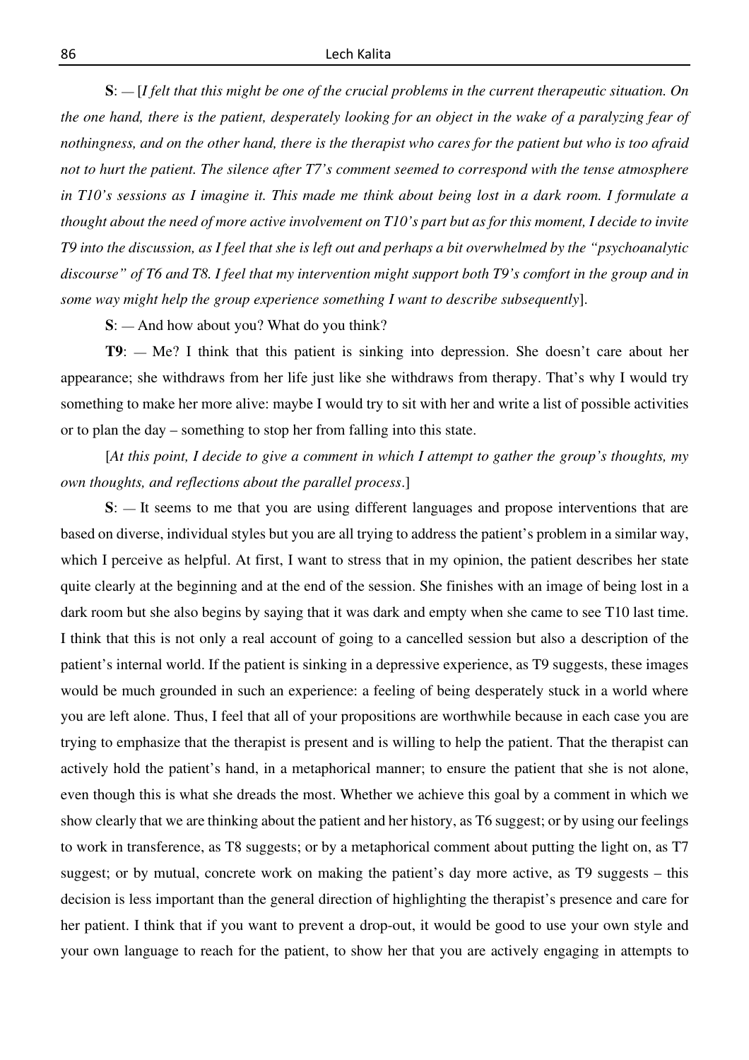**S**: — [*I felt that this might be one of the crucial problems in the current therapeutic situation. On the one hand, there is the patient, desperately looking for an object in the wake of a paralyzing fear of nothingness, and on the other hand, there is the therapist who cares for the patient but who is too afraid not to hurt the patient. The silence after T7's comment seemed to correspond with the tense atmosphere in T10's sessions as I imagine it. This made me think about being lost in a dark room. I formulate a thought about the need of more active involvement on T10's part but as for this moment, I decide to invite T9 into the discussion, as I feel that she is left out and perhaps a bit overwhelmed by the "psychoanalytic discourse" of T6 and T8. I feel that my intervention might support both T9's comfort in the group and in some way might help the group experience something I want to describe subsequently*].

**S**: — And how about you? What do you think?

**T9**: — Me? I think that this patient is sinking into depression. She doesn't care about her appearance; she withdraws from her life just like she withdraws from therapy. That's why I would try something to make her more alive: maybe I would try to sit with her and write a list of possible activities or to plan the day – something to stop her from falling into this state.

[*At this point, I decide to give a comment in which I attempt to gather the group's thoughts, my own thoughts, and reflections about the parallel process*.]

**S**: — It seems to me that you are using different languages and propose interventions that are based on diverse, individual styles but you are all trying to address the patient's problem in a similar way, which I perceive as helpful. At first, I want to stress that in my opinion, the patient describes her state quite clearly at the beginning and at the end of the session. She finishes with an image of being lost in a dark room but she also begins by saying that it was dark and empty when she came to see T10 last time. I think that this is not only a real account of going to a cancelled session but also a description of the patient's internal world. If the patient is sinking in a depressive experience, as T9 suggests, these images would be much grounded in such an experience: a feeling of being desperately stuck in a world where you are left alone. Thus, I feel that all of your propositions are worthwhile because in each case you are trying to emphasize that the therapist is present and is willing to help the patient. That the therapist can actively hold the patient's hand, in a metaphorical manner; to ensure the patient that she is not alone, even though this is what she dreads the most. Whether we achieve this goal by a comment in which we show clearly that we are thinking about the patient and her history, as T6 suggest; or by using our feelings to work in transference, as T8 suggests; or by a metaphorical comment about putting the light on, as T7 suggest; or by mutual, concrete work on making the patient's day more active, as T9 suggests – this decision is less important than the general direction of highlighting the therapist's presence and care for her patient. I think that if you want to prevent a drop-out, it would be good to use your own style and your own language to reach for the patient, to show her that you are actively engaging in attempts to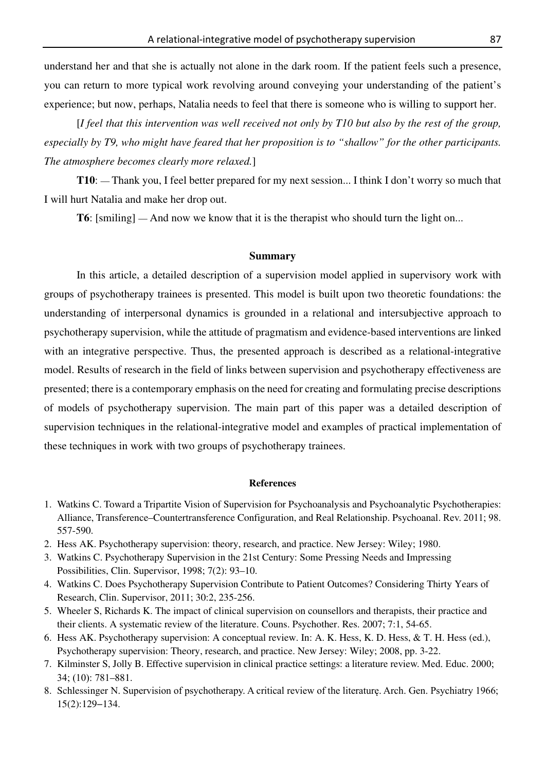understand her and that she is actually not alone in the dark room. If the patient feels such a presence, you can return to more typical work revolving around conveying your understanding of the patient's experience; but now, perhaps, Natalia needs to feel that there is someone who is willing to support her.

[*I feel that this intervention was well received not only by T10 but also by the rest of the group, especially by T9, who might have feared that her proposition is to "shallow" for the other participants. The atmosphere becomes clearly more relaxed.*]

**T10**: — Thank you, I feel better prepared for my next session... I think I don't worry so much that I will hurt Natalia and make her drop out.

**T6**: [smiling] — And now we know that it is the therapist who should turn the light on...

## Summary

In this article, a detailed description of a supervision model applied in supervisory work with groups of psychotherapy trainees is presented. This model is built upon two theoretic foundations: the understanding of interpersonal dynamics is grounded in a relational and intersubjective approach to psychotherapy supervision, while the attitude of pragmatism and evidence-based interventions are linked with an integrative perspective. Thus, the presented approach is described as a relational-integrative model. Results of research in the field of links between supervision and psychotherapy effectiveness are presented; there is a contemporary emphasis on the need for creating and formulating precise descriptions of models of psychotherapy supervision. The main part of this paper was a detailed description of supervision techniques in the relational-integrative model and examples of practical implementation of these techniques in work with two groups of psychotherapy trainees.

## References

1. Watkins C. Toward a Tripartite Vision of Supervision for Psychoanalysis and Psychoanalytic Psychotherapies: Alliance, Transference–Countertransference Configuration, and Real Relationship. Psychoanal. Rev. 2011; 98. 557-590.
2. Hess AK. Psychotherapy supervision: theory, research, and practice. New Jersey: Wiley; 1980.
3. Watkins C. Psychotherapy Supervision in the 21st Century: Some Pressing Needs and Impressing Possibilities, Clin. Supervisor, 1998; 7(2): 93–10.
4. Watkins C. Does Psychotherapy Supervision Contribute to Patient Outcomes? Considering Thirty Years of Research, Clin. Supervisor, 2011; 30:2, 235-256.
5. Wheeler S, Richards K. The impact of clinical supervision on counsellors and therapists, their practice and their clients. A systematic review of the literature. Couns. Psychother. Res. 2007; 7:1, 54-65.
6. Hess AK. Psychotherapy supervision: A conceptual review. In: A. K. Hess, K. D. Hess, & T. H. Hess (ed.), Psychotherapy supervision: Theory, research, and practice. New Jersey: Wiley; 2008, pp. 3-22.
7. Kilminster S, Jolly B. Effective supervision in clinical practice settings: a literature review. Med. Educ. 2000; 34; (10): 781–881.
8. Schlessinger N. Supervision of psychotherapy. A critical review of the literaturę. Arch. Gen. Psychiatry 1966; 15(2):129–134.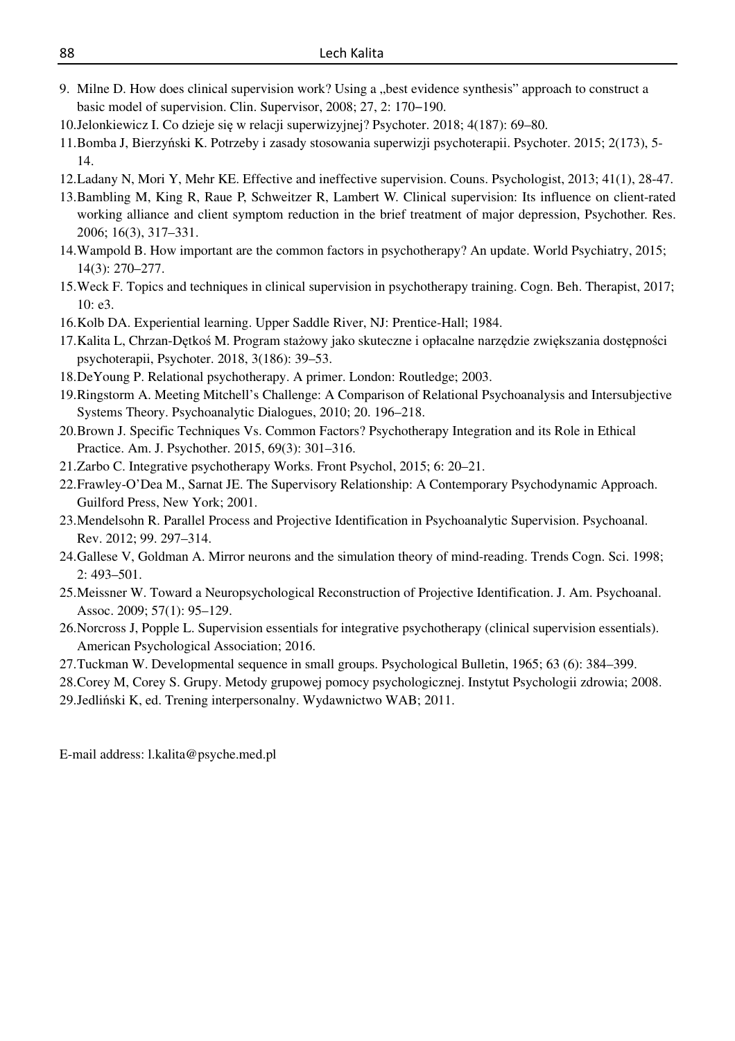9. Milne D. How does clinical supervision work? Using a „best evidence synthesis" approach to construct a basic model of supervision. Clin. Supervisor, 2008; 27, 2: 170–190.
10. Jelonkiewicz I. Co dzieje się w relacji superwizyjnej? Psychoter. 2018; 4(187): 69–80.
11. Bomba J, Bierzyński K. Potrzeby i zasady stosowania superwizji psychoterapii. Psychoter. 2015; 2(173), 5-14.
12. Ladany N, Mori Y, Mehr KE. Effective and ineffective supervision. Couns. Psychologist, 2013; 41(1), 28-47.
13. Bambling M, King R, Raue P, Schweitzer R, Lambert W. Clinical supervision: Its influence on client-rated working alliance and client symptom reduction in the brief treatment of major depression, Psychother. Res. 2006; 16(3), 317–331.
14. Wampold B. How important are the common factors in psychotherapy? An update. World Psychiatry, 2015; 14(3): 270–277.
15. Weck F. Topics and techniques in clinical supervision in psychotherapy training. Cogn. Beh. Therapist, 2017; 10: e3.
16. Kolb DA. Experiential learning. Upper Saddle River, NJ: Prentice-Hall; 1984.
17. Kalita L, Chrzan-Dętkoś M. Program stażowy jako skuteczne i opłacalne narzędzie zwiększania dostępności psychoterapii, Psychoter. 2018, 3(186): 39–53.
18. DeYoung P. Relational psychotherapy. A primer. London: Routledge; 2003.
19. Ringstorm A. Meeting Mitchell's Challenge: A Comparison of Relational Psychoanalysis and Intersubjective Systems Theory. Psychoanalytic Dialogues, 2010; 20. 196–218.
20. Brown J. Specific Techniques Vs. Common Factors? Psychotherapy Integration and its Role in Ethical Practice. Am. J. Psychother. 2015, 69(3): 301–316.
21. Zarbo C. Integrative psychotherapy Works. Front Psychol, 2015; 6: 20–21.
22. Frawley-O'Dea M., Sarnat JE. The Supervisory Relationship: A Contemporary Psychodynamic Approach. Guilford Press, New York; 2001.
23. Mendelsohn R. Parallel Process and Projective Identification in Psychoanalytic Supervision. Psychoanal. Rev. 2012; 99. 297–314.
24. Gallese V, Goldman A. Mirror neurons and the simulation theory of mind-reading. Trends Cogn. Sci. 1998; 2: 493–501.
25. Meissner W. Toward a Neuropsychological Reconstruction of Projective Identification. J. Am. Psychoanal. Assoc. 2009; 57(1): 95–129.
26. Norcross J, Popple L. Supervision essentials for integrative psychotherapy (clinical supervision essentials). American Psychological Association; 2016.
27. Tuckman W. Developmental sequence in small groups. Psychological Bulletin, 1965; 63 (6): 384–399.
28. Corey M, Corey S. Grupy. Metody grupowej pomocy psychologicznej. Instytut Psychologii zdrowia; 2008.
29. Jedliński K, ed. Trening interpersonalny. Wydawnictwo WAB; 2011.

E-mail address: l.kalita@psyche.med.pl